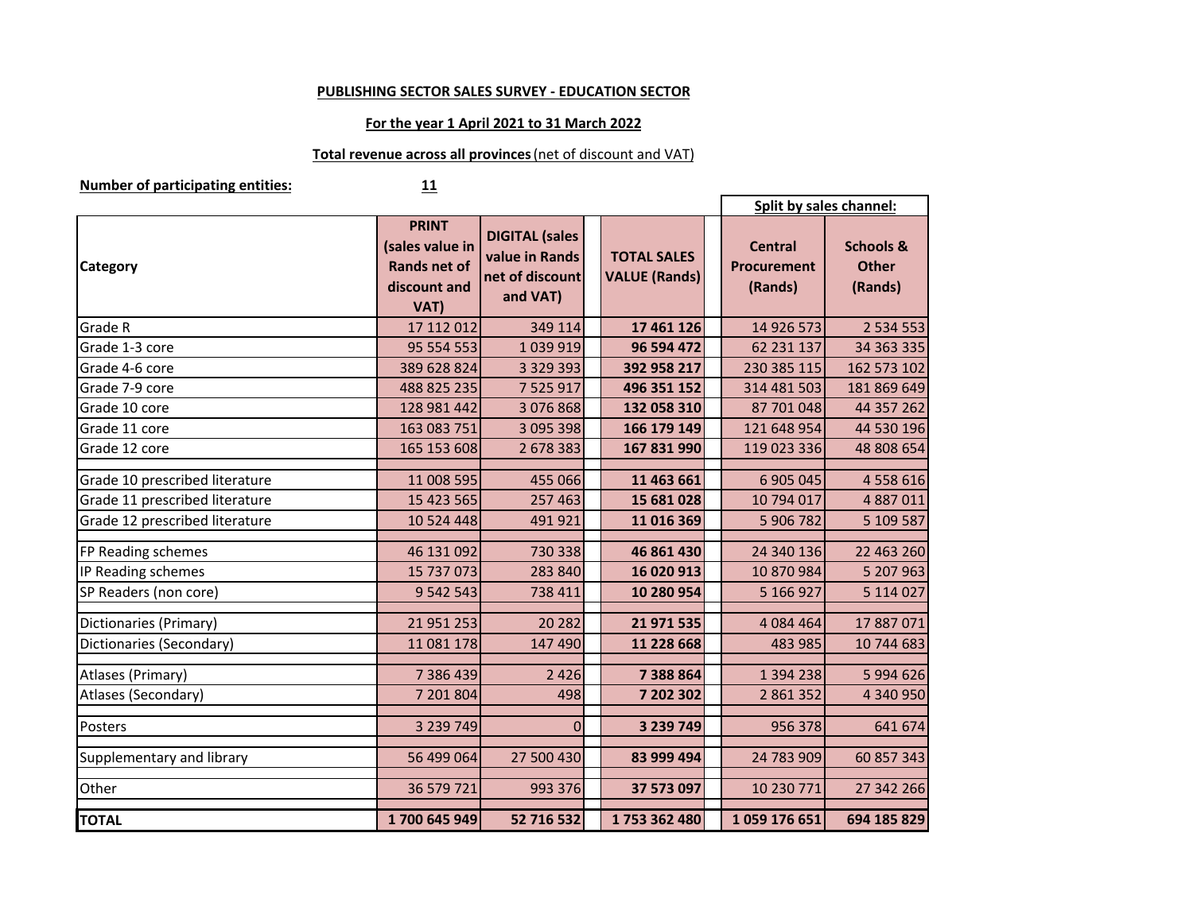**PUBLISHING SECTOR SALES SURVEY - EDUCATION SECTOR**

**For the year 1 April 2021 to 31 March 2022**

**Total revenue across all provinces** (net of discount and VAT)

**Number of participating entities:** **11**

| Category | PRINT (sales value in Rands net of discount and VAT) | DIGITAL (sales value in Rands net of discount and VAT) | TOTAL SALES VALUE (Rands) | Split by sales channel: Central Procurement (Rands) | Schools & Other (Rands) |
|---|---|---|---|---|---|
| Grade R | 17 112 012 | 349 114 | **17 461 126** | 14 926 573 | 2 534 553 |
| Grade 1-3 core | 95 554 553 | 1 039 919 | **96 594 472** | 62 231 137 | 34 363 335 |
| Grade 4-6 core | 389 628 824 | 3 329 393 | **392 958 217** | 230 385 115 | 162 573 102 |
| Grade 7-9 core | 488 825 235 | 7 525 917 | **496 351 152** | 314 481 503 | 181 869 649 |
| Grade 10 core | 128 981 442 | 3 076 868 | **132 058 310** | 87 701 048 | 44 357 262 |
| Grade 11 core | 163 083 751 | 3 095 398 | **166 179 149** | 121 648 954 | 44 530 196 |
| Grade 12 core | 165 153 608 | 2 678 383 | **167 831 990** | 119 023 336 | 48 808 654 |
| Grade 10 prescribed literature | 11 008 595 | 455 066 | **11 463 661** | 6 905 045 | 4 558 616 |
| Grade 11 prescribed literature | 15 423 565 | 257 463 | **15 681 028** | 10 794 017 | 4 887 011 |
| Grade 12 prescribed literature | 10 524 448 | 491 921 | **11 016 369** | 5 906 782 | 5 109 587 |
| FP Reading schemes | 46 131 092 | 730 338 | **46 861 430** | 24 340 136 | 22 463 260 |
| IP Reading schemes | 15 737 073 | 283 840 | **16 020 913** | 10 870 984 | 5 207 963 |
| SP Readers (non core) | 9 542 543 | 738 411 | **10 280 954** | 5 166 927 | 5 114 027 |
| Dictionaries (Primary) | 21 951 253 | 20 282 | **21 971 535** | 4 084 464 | 17 887 071 |
| Dictionaries (Secondary) | 11 081 178 | 147 490 | **11 228 668** | 483 985 | 10 744 683 |
| Atlases (Primary) | 7 386 439 | 2 426 | **7 388 864** | 1 394 238 | 5 994 626 |
| Atlases (Secondary) | 7 201 804 | 498 | **7 202 302** | 2 861 352 | 4 340 950 |
| Posters | 3 239 749 | 0 | **3 239 749** | 956 378 | 641 674 |
| Supplementary and library | 56 499 064 | 27 500 430 | **83 999 494** | 24 783 909 | 60 857 343 |
| Other | 36 579 721 | 993 376 | **37 573 097** | 10 230 771 | 27 342 266 |
| **TOTAL** | **1 700 645 949** | **52 716 532** | **1 753 362 480** | **1 059 176 651** | **694 185 829** |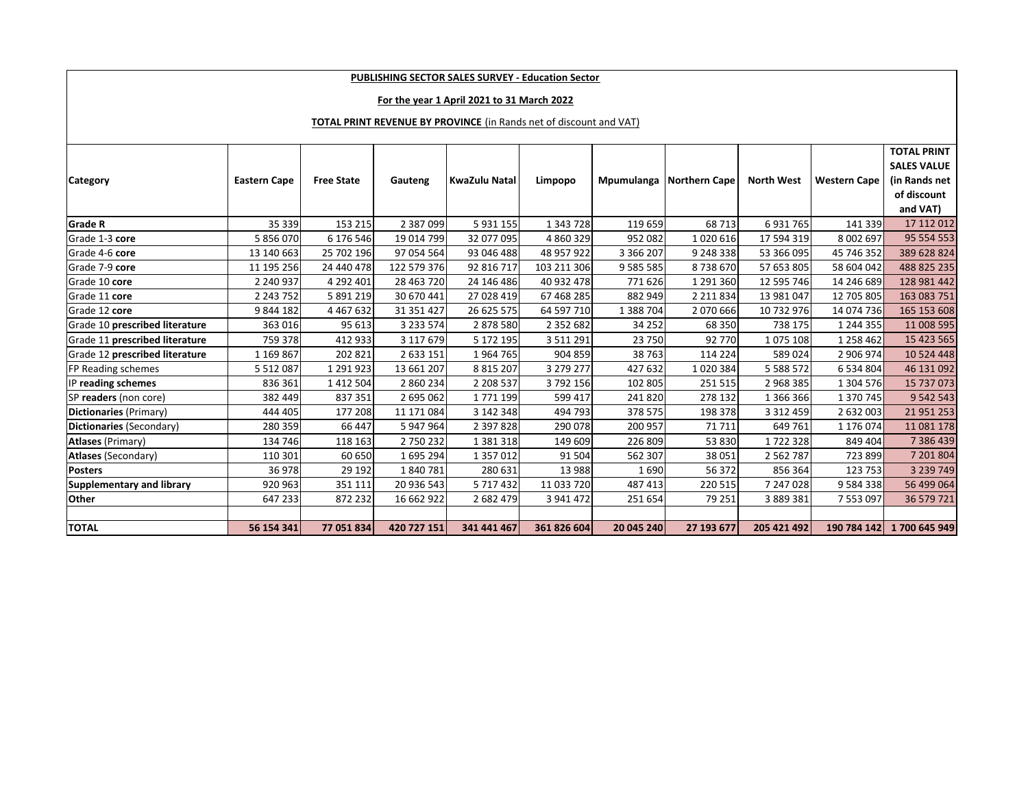**PUBLISHING SECTOR SALES SURVEY - Education Sector**

**For the year 1 April 2021 to 31 March 2022**

**TOTAL PRINT REVENUE BY PROVINCE** (in Rands net of discount and VAT)

| Category | Eastern Cape | Free State | Gauteng | KwaZulu Natal | Limpopo | Mpumulanga | Northern Cape | North West | Western Cape | TOTAL PRINT SALES VALUE (in Rands net of discount and VAT) |
|---|---|---|---|---|---|---|---|---|---|---|
| **Grade R** | 35 339 | 153 215 | 2 387 099 | 5 931 155 | 1 343 728 | 119 659 | 68 713 | 6 931 765 | 141 339 | 17 112 012 |
| Grade 1-3 **core** | 5 856 070 | 6 176 546 | 19 014 799 | 32 077 095 | 4 860 329 | 952 082 | 1 020 616 | 17 594 319 | 8 002 697 | 95 554 553 |
| Grade 4-6 **core** | 13 140 663 | 25 702 196 | 97 054 564 | 93 046 488 | 48 957 922 | 3 366 207 | 9 248 338 | 53 366 095 | 45 746 352 | 389 628 824 |
| Grade 7-9 **core** | 11 195 256 | 24 440 478 | 122 579 376 | 92 816 717 | 103 211 306 | 9 585 585 | 8 738 670 | 57 653 805 | 58 604 042 | 488 825 235 |
| Grade 10 **core** | 2 240 937 | 4 292 401 | 28 463 720 | 24 146 486 | 40 932 478 | 771 626 | 1 291 360 | 12 595 746 | 14 246 689 | 128 981 442 |
| Grade 11 **core** | 2 243 752 | 5 891 219 | 30 670 441 | 27 028 419 | 67 468 285 | 882 949 | 2 211 834 | 13 981 047 | 12 705 805 | 163 083 751 |
| Grade 12 **core** | 9 844 182 | 4 467 632 | 31 351 427 | 26 625 575 | 64 597 710 | 1 388 704 | 2 070 666 | 10 732 976 | 14 074 736 | 165 153 608 |
| Grade 10 **prescribed literature** | 363 016 | 95 613 | 3 233 574 | 2 878 580 | 2 352 682 | 34 252 | 68 350 | 738 175 | 1 244 355 | 11 008 595 |
| Grade 11 **prescribed literature** | 759 378 | 412 933 | 3 117 679 | 5 172 195 | 3 511 291 | 23 750 | 92 770 | 1 075 108 | 1 258 462 | 15 423 565 |
| Grade 12 **prescribed literature** | 1 169 867 | 202 821 | 2 633 151 | 1 964 765 | 904 859 | 38 763 | 114 224 | 589 024 | 2 906 974 | 10 524 448 |
| FP Reading schemes | 5 512 087 | 1 291 923 | 13 661 207 | 8 815 207 | 3 279 277 | 427 632 | 1 020 384 | 5 588 572 | 6 534 804 | 46 131 092 |
| IP **reading schemes** | 836 361 | 1 412 504 | 2 860 234 | 2 208 537 | 3 792 156 | 102 805 | 251 515 | 2 968 385 | 1 304 576 | 15 737 073 |
| SP **readers** (non core) | 382 449 | 837 351 | 2 695 062 | 1 771 199 | 599 417 | 241 820 | 278 132 | 1 366 366 | 1 370 745 | 9 542 543 |
| **Dictionaries** (Primary) | 444 405 | 177 208 | 11 171 084 | 3 142 348 | 494 793 | 378 575 | 198 378 | 3 312 459 | 2 632 003 | 21 951 253 |
| **Dictionaries** (Secondary) | 280 359 | 66 447 | 5 947 964 | 2 397 828 | 290 078 | 200 957 | 71 711 | 649 761 | 1 176 074 | 11 081 178 |
| **Atlases** (Primary) | 134 746 | 118 163 | 2 750 232 | 1 381 318 | 149 609 | 226 809 | 53 830 | 1 722 328 | 849 404 | 7 386 439 |
| **Atlases** (Secondary) | 110 301 | 60 650 | 1 695 294 | 1 357 012 | 91 504 | 562 307 | 38 051 | 2 562 787 | 723 899 | 7 201 804 |
| **Posters** | 36 978 | 29 192 | 1 840 781 | 280 631 | 13 988 | 1 690 | 56 372 | 856 364 | 123 753 | 3 239 749 |
| **Supplementary and library** | 920 963 | 351 111 | 20 936 543 | 5 717 432 | 11 033 720 | 487 413 | 220 515 | 7 247 028 | 9 584 338 | 56 499 064 |
| **Other** | 647 233 | 872 232 | 16 662 922 | 2 682 479 | 3 941 472 | 251 654 | 79 251 | 3 889 381 | 7 553 097 | 36 579 721 |
| | | | | | | | | | | |
| **TOTAL** | **56 154 341** | **77 051 834** | **420 727 151** | **341 441 467** | **361 826 604** | **20 045 240** | **27 193 677** | **205 421 492** | **190 784 142** | **1 700 645 949** |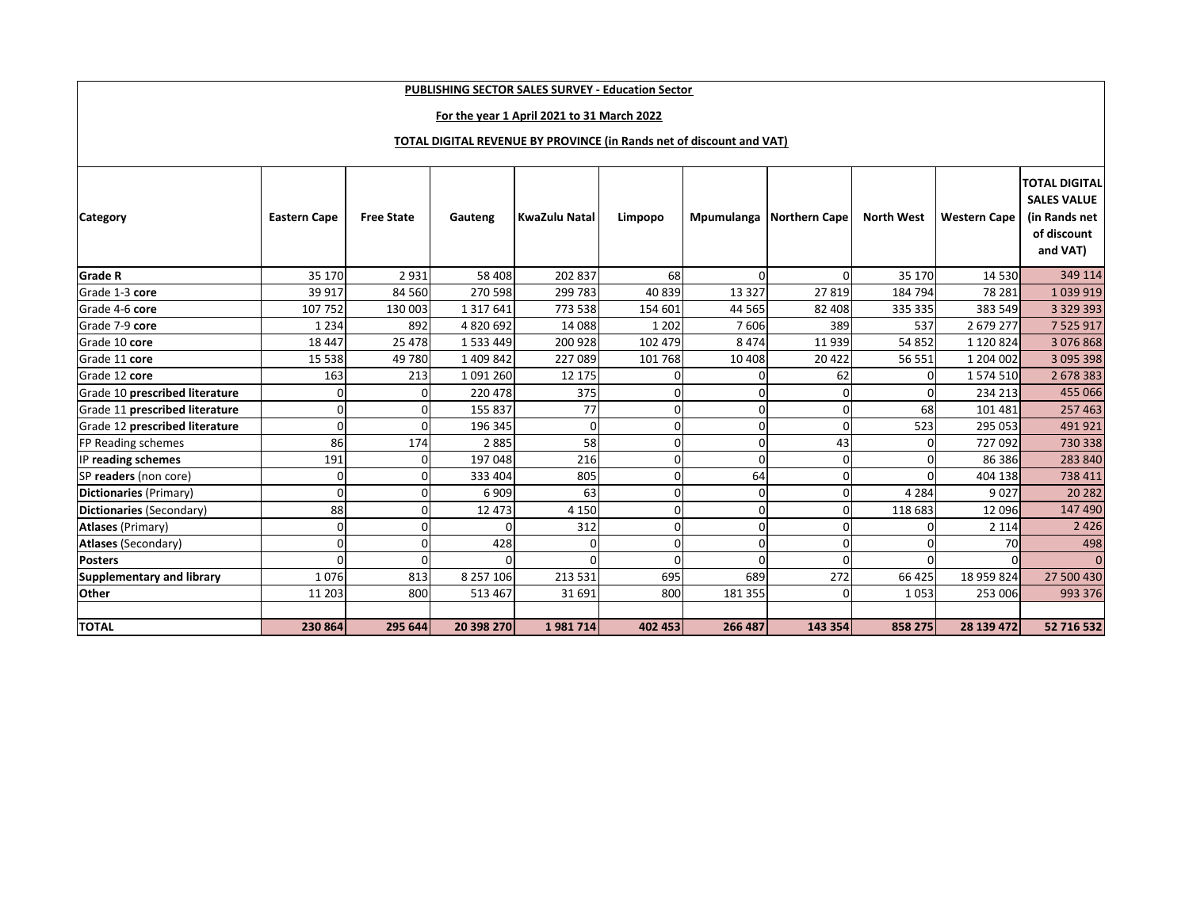**PUBLISHING SECTOR SALES SURVEY - Education Sector**

**For the year 1 April 2021 to 31 March 2022**

**TOTAL DIGITAL REVENUE BY PROVINCE (in Rands net of discount and VAT)**

| Category | Eastern Cape | Free State | Gauteng | KwaZulu Natal | Limpopo | Mpumulanga | Northern Cape | North West | Western Cape | TOTAL DIGITAL SALES VALUE (in Rands net of discount and VAT) |
|---|---|---|---|---|---|---|---|---|---|---|
| **Grade R** | 35 170 | 2 931 | 58 408 | 202 837 | 68 | 0 | 0 | 35 170 | 14 530 | 349 114 |
| Grade 1-3 **core** | 39 917 | 84 560 | 270 598 | 299 783 | 40 839 | 13 327 | 27 819 | 184 794 | 78 281 | 1 039 919 |
| Grade 4-6 **core** | 107 752 | 130 003 | 1 317 641 | 773 538 | 154 601 | 44 565 | 82 408 | 335 335 | 383 549 | 3 329 393 |
| Grade 7-9 **core** | 1 234 | 892 | 4 820 692 | 14 088 | 1 202 | 7 606 | 389 | 537 | 2 679 277 | 7 525 917 |
| Grade 10 **core** | 18 447 | 25 478 | 1 533 449 | 200 928 | 102 479 | 8 474 | 11 939 | 54 852 | 1 120 824 | 3 076 868 |
| Grade 11 **core** | 15 538 | 49 780 | 1 409 842 | 227 089 | 101 768 | 10 408 | 20 422 | 56 551 | 1 204 002 | 3 095 398 |
| Grade 12 **core** | 163 | 213 | 1 091 260 | 12 175 | 0 | 0 | 62 | 0 | 1 574 510 | 2 678 383 |
| Grade 10 **prescribed literature** | 0 | 0 | 220 478 | 375 | 0 | 0 | 0 | 0 | 234 213 | 455 066 |
| Grade 11 **prescribed literature** | 0 | 0 | 155 837 | 77 | 0 | 0 | 0 | 68 | 101 481 | 257 463 |
| Grade 12 **prescribed literature** | 0 | 0 | 196 345 | 0 | 0 | 0 | 0 | 523 | 295 053 | 491 921 |
| FP Reading schemes | 86 | 174 | 2 885 | 58 | 0 | 0 | 43 | 0 | 727 092 | 730 338 |
| IP **reading schemes** | 191 | 0 | 197 048 | 216 | 0 | 0 | 0 | 0 | 86 386 | 283 840 |
| SP **readers** (non core) | 0 | 0 | 333 404 | 805 | 0 | 64 | 0 | 0 | 404 138 | 738 411 |
| **Dictionaries** (Primary) | 0 | 0 | 6 909 | 63 | 0 | 0 | 0 | 4 284 | 9 027 | 20 282 |
| **Dictionaries** (Secondary) | 88 | 0 | 12 473 | 4 150 | 0 | 0 | 0 | 118 683 | 12 096 | 147 490 |
| **Atlases** (Primary) | 0 | 0 | 0 | 312 | 0 | 0 | 0 | 0 | 2 114 | 2 426 |
| **Atlases** (Secondary) | 0 | 0 | 428 | 0 | 0 | 0 | 0 | 0 | 70 | 498 |
| **Posters** | 0 | 0 | 0 | 0 | 0 | 0 | 0 | 0 | 0 | 0 |
| **Supplementary and library** | 1 076 | 813 | 8 257 106 | 213 531 | 695 | 689 | 272 | 66 425 | 18 959 824 | 27 500 430 |
| **Other** | 11 203 | 800 | 513 467 | 31 691 | 800 | 181 355 | 0 | 1 053 | 253 006 | 993 376 |
| | | | | | | | | | | |
| **TOTAL** | **230 864** | **295 644** | **20 398 270** | **1 981 714** | **402 453** | **266 487** | **143 354** | **858 275** | **28 139 472** | **52 716 532** |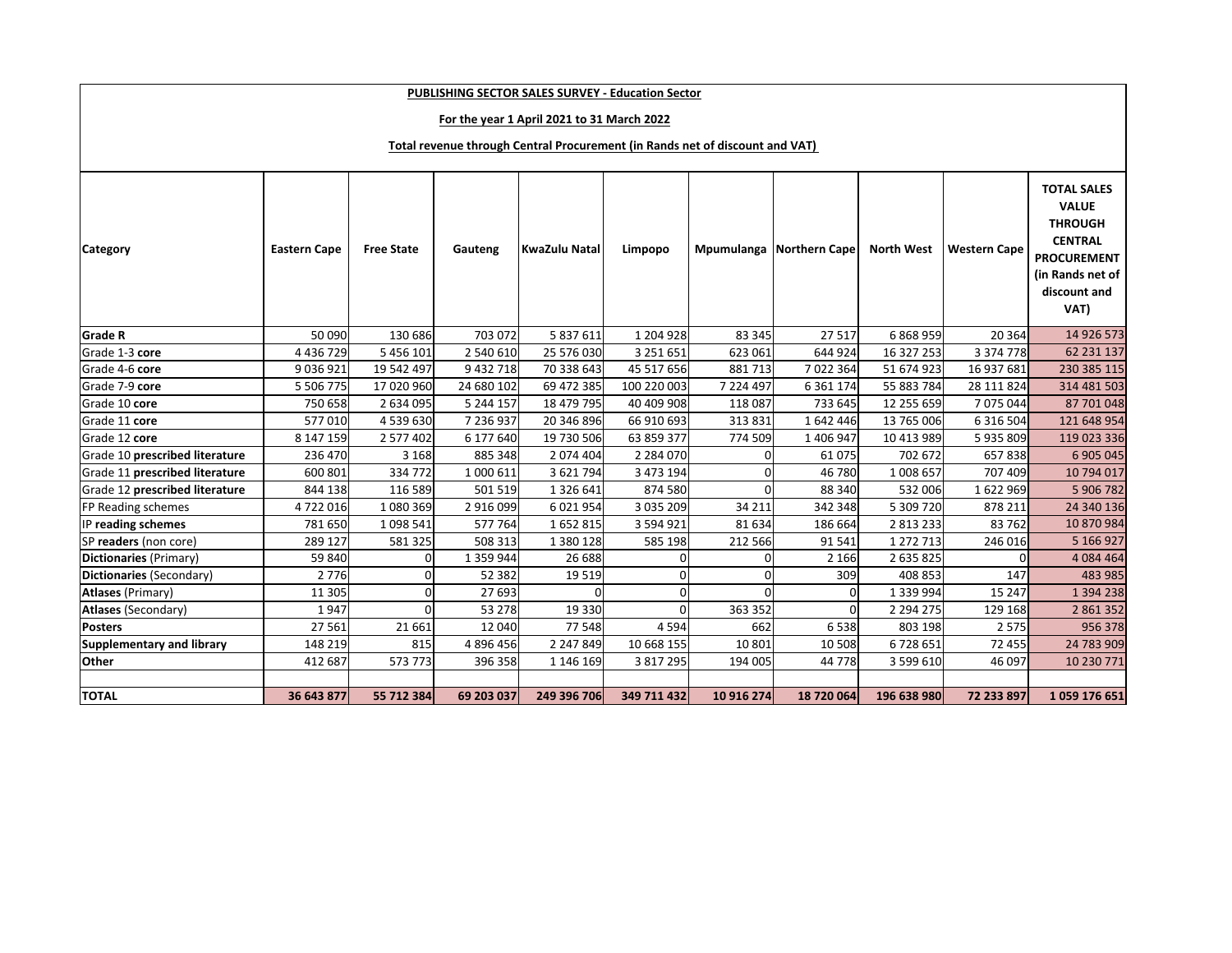**PUBLISHING SECTOR SALES SURVEY - Education Sector**

**For the year 1 April 2021 to 31 March 2022**

**Total revenue through Central Procurement (in Rands net of discount and VAT)**

| Category | Eastern Cape | Free State | Gauteng | KwaZulu Natal | Limpopo | Mpumulanga | Northern Cape | North West | Western Cape | TOTAL SALES VALUE THROUGH CENTRAL PROCUREMENT (in Rands net of discount and VAT) |
|---|---|---|---|---|---|---|---|---|---|---|
| **Grade R** | 50 090 | 130 686 | 703 072 | 5 837 611 | 1 204 928 | 83 345 | 27 517 | 6 868 959 | 20 364 | 14 926 573 |
| Grade 1-3 **core** | 4 436 729 | 5 456 101 | 2 540 610 | 25 576 030 | 3 251 651 | 623 061 | 644 924 | 16 327 253 | 3 374 778 | 62 231 137 |
| Grade 4-6 **core** | 9 036 921 | 19 542 497 | 9 432 718 | 70 338 643 | 45 517 656 | 881 713 | 7 022 364 | 51 674 923 | 16 937 681 | 230 385 115 |
| Grade 7-9 **core** | 5 506 775 | 17 020 960 | 24 680 102 | 69 472 385 | 100 220 003 | 7 224 497 | 6 361 174 | 55 883 784 | 28 111 824 | 314 481 503 |
| Grade 10 **core** | 750 658 | 2 634 095 | 5 244 157 | 18 479 795 | 40 409 908 | 118 087 | 733 645 | 12 255 659 | 7 075 044 | 87 701 048 |
| Grade 11 **core** | 577 010 | 4 539 630 | 7 236 937 | 20 346 896 | 66 910 693 | 313 831 | 1 642 446 | 13 765 006 | 6 316 504 | 121 648 954 |
| Grade 12 **core** | 8 147 159 | 2 577 402 | 6 177 640 | 19 730 506 | 63 859 377 | 774 509 | 1 406 947 | 10 413 989 | 5 935 809 | 119 023 336 |
| Grade 10 **prescribed literature** | 236 470 | 3 168 | 885 348 | 2 074 404 | 2 284 070 | 0 | 61 075 | 702 672 | 657 838 | 6 905 045 |
| Grade 11 **prescribed literature** | 600 801 | 334 772 | 1 000 611 | 3 621 794 | 3 473 194 | 0 | 46 780 | 1 008 657 | 707 409 | 10 794 017 |
| Grade 12 **prescribed literature** | 844 138 | 116 589 | 501 519 | 1 326 641 | 874 580 | 0 | 88 340 | 532 006 | 1 622 969 | 5 906 782 |
| FP Reading schemes | 4 722 016 | 1 080 369 | 2 916 099 | 6 021 954 | 3 035 209 | 34 211 | 342 348 | 5 309 720 | 878 211 | 24 340 136 |
| IP **reading schemes** | 781 650 | 1 098 541 | 577 764 | 1 652 815 | 3 594 921 | 81 634 | 186 664 | 2 813 233 | 83 762 | 10 870 984 |
| SP **readers** (non core) | 289 127 | 581 325 | 508 313 | 1 380 128 | 585 198 | 212 566 | 91 541 | 1 272 713 | 246 016 | 5 166 927 |
| **Dictionaries** (Primary) | 59 840 | 0 | 1 359 944 | 26 688 | 0 | 0 | 2 166 | 2 635 825 | 0 | 4 084 464 |
| **Dictionaries** (Secondary) | 2 776 | 0 | 52 382 | 19 519 | 0 | 0 | 309 | 408 853 | 147 | 483 985 |
| **Atlases** (Primary) | 11 305 | 0 | 27 693 | 0 | 0 | 0 | 0 | 1 339 994 | 15 247 | 1 394 238 |
| **Atlases** (Secondary) | 1 947 | 0 | 53 278 | 19 330 | 0 | 363 352 | 0 | 2 294 275 | 129 168 | 2 861 352 |
| **Posters** | 27 561 | 21 661 | 12 040 | 77 548 | 4 594 | 662 | 6 538 | 803 198 | 2 575 | 956 378 |
| **Supplementary and library** | 148 219 | 815 | 4 896 456 | 2 247 849 | 10 668 155 | 10 801 | 10 508 | 6 728 651 | 72 455 | 24 783 909 |
| **Other** | 412 687 | 573 773 | 396 358 | 1 146 169 | 3 817 295 | 194 005 | 44 778 | 3 599 610 | 46 097 | 10 230 771 |
| | | | | | | | | | | |
| **TOTAL** | **36 643 877** | **55 712 384** | **69 203 037** | **249 396 706** | **349 711 432** | **10 916 274** | **18 720 064** | **196 638 980** | **72 233 897** | **1 059 176 651** |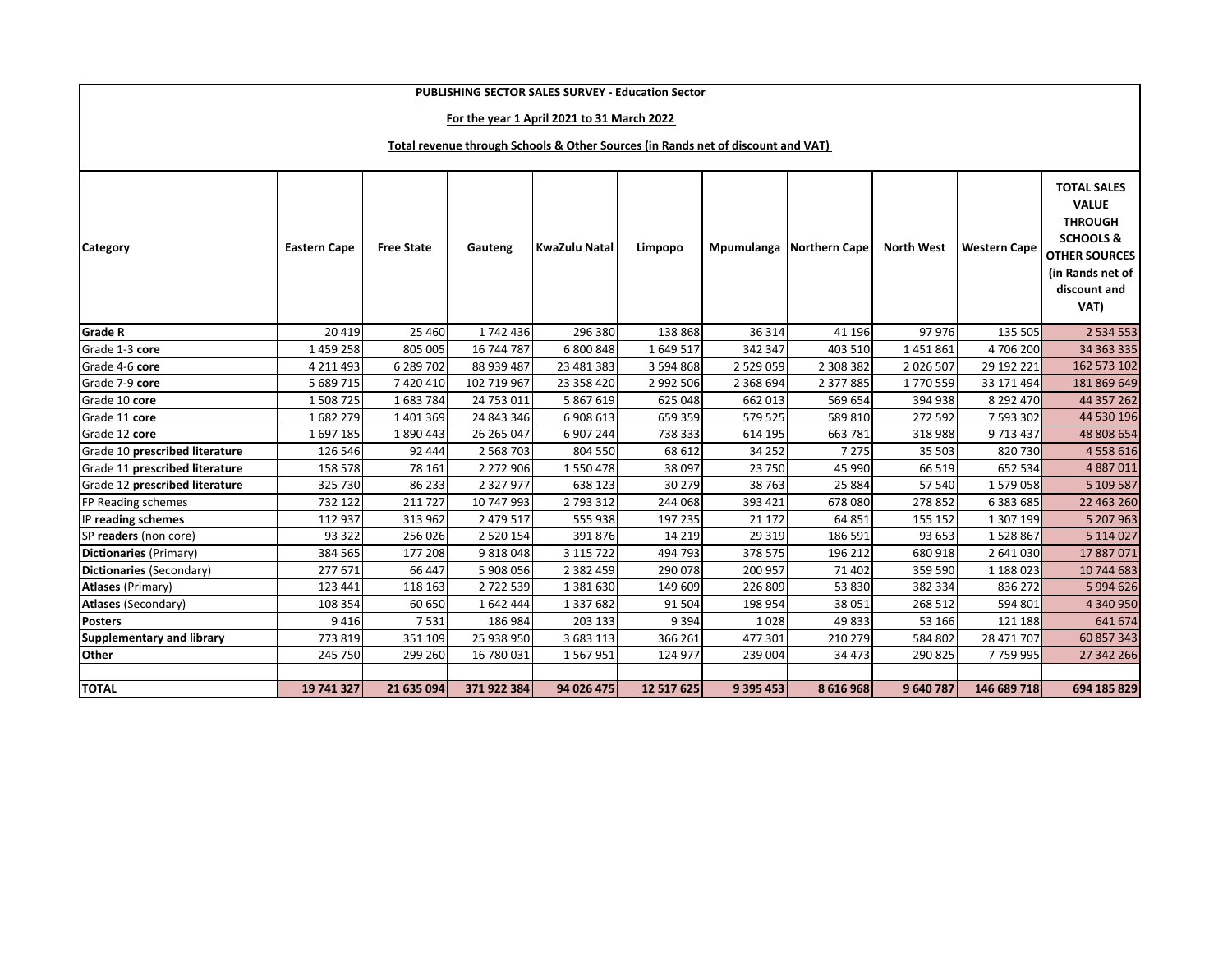**PUBLISHING SECTOR SALES SURVEY - Education Sector**

**For the year 1 April 2021 to 31 March 2022**

**Total revenue through Schools & Other Sources (in Rands net of discount and VAT)**

| Category | Eastern Cape | Free State | Gauteng | KwaZulu Natal | Limpopo | Mpumulanga | Northern Cape | North West | Western Cape | TOTAL SALES VALUE THROUGH SCHOOLS & OTHER SOURCES (in Rands net of discount and VAT) |
|---|---|---|---|---|---|---|---|---|---|---|
| **Grade R** | 20 419 | 25 460 | 1 742 436 | 296 380 | 138 868 | 36 314 | 41 196 | 97 976 | 135 505 | 2 534 553 |
| Grade 1-3 **core** | 1 459 258 | 805 005 | 16 744 787 | 6 800 848 | 1 649 517 | 342 347 | 403 510 | 1 451 861 | 4 706 200 | 34 363 335 |
| Grade 4-6 **core** | 4 211 493 | 6 289 702 | 88 939 487 | 23 481 383 | 3 594 868 | 2 529 059 | 2 308 382 | 2 026 507 | 29 192 221 | 162 573 102 |
| Grade 7-9 **core** | 5 689 715 | 7 420 410 | 102 719 967 | 23 358 420 | 2 992 506 | 2 368 694 | 2 377 885 | 1 770 559 | 33 171 494 | 181 869 649 |
| Grade 10 **core** | 1 508 725 | 1 683 784 | 24 753 011 | 5 867 619 | 625 048 | 662 013 | 569 654 | 394 938 | 8 292 470 | 44 357 262 |
| Grade 11 **core** | 1 682 279 | 1 401 369 | 24 843 346 | 6 908 613 | 659 359 | 579 525 | 589 810 | 272 592 | 7 593 302 | 44 530 196 |
| Grade 12 **core** | 1 697 185 | 1 890 443 | 26 265 047 | 6 907 244 | 738 333 | 614 195 | 663 781 | 318 988 | 9 713 437 | 48 808 654 |
| Grade 10 **prescribed literature** | 126 546 | 92 444 | 2 568 703 | 804 550 | 68 612 | 34 252 | 7 275 | 35 503 | 820 730 | 4 558 616 |
| Grade 11 **prescribed literature** | 158 578 | 78 161 | 2 272 906 | 1 550 478 | 38 097 | 23 750 | 45 990 | 66 519 | 652 534 | 4 887 011 |
| Grade 12 **prescribed literature** | 325 730 | 86 233 | 2 327 977 | 638 123 | 30 279 | 38 763 | 25 884 | 57 540 | 1 579 058 | 5 109 587 |
| FP Reading schemes | 732 122 | 211 727 | 10 747 993 | 2 793 312 | 244 068 | 393 421 | 678 080 | 278 852 | 6 383 685 | 22 463 260 |
| IP **reading schemes** | 112 937 | 313 962 | 2 479 517 | 555 938 | 197 235 | 21 172 | 64 851 | 155 152 | 1 307 199 | 5 207 963 |
| SP **readers** (non core) | 93 322 | 256 026 | 2 520 154 | 391 876 | 14 219 | 29 319 | 186 591 | 93 653 | 1 528 867 | 5 114 027 |
| **Dictionaries** (Primary) | 384 565 | 177 208 | 9 818 048 | 3 115 722 | 494 793 | 378 575 | 196 212 | 680 918 | 2 641 030 | 17 887 071 |
| **Dictionaries** (Secondary) | 277 671 | 66 447 | 5 908 056 | 2 382 459 | 290 078 | 200 957 | 71 402 | 359 590 | 1 188 023 | 10 744 683 |
| **Atlases** (Primary) | 123 441 | 118 163 | 2 722 539 | 1 381 630 | 149 609 | 226 809 | 53 830 | 382 334 | 836 272 | 5 994 626 |
| **Atlases** (Secondary) | 108 354 | 60 650 | 1 642 444 | 1 337 682 | 91 504 | 198 954 | 38 051 | 268 512 | 594 801 | 4 340 950 |
| **Posters** | 9 416 | 7 531 | 186 984 | 203 133 | 9 394 | 1 028 | 49 833 | 53 166 | 121 188 | 641 674 |
| **Supplementary and library** | 773 819 | 351 109 | 25 938 950 | 3 683 113 | 366 261 | 477 301 | 210 279 | 584 802 | 28 471 707 | 60 857 343 |
| **Other** | 245 750 | 299 260 | 16 780 031 | 1 567 951 | 124 977 | 239 004 | 34 473 | 290 825 | 7 759 995 | 27 342 266 |
| | | | | | | | | | | |
| **TOTAL** | **19 741 327** | **21 635 094** | **371 922 384** | **94 026 475** | **12 517 625** | **9 395 453** | **8 616 968** | **9 640 787** | **146 689 718** | **694 185 829** |